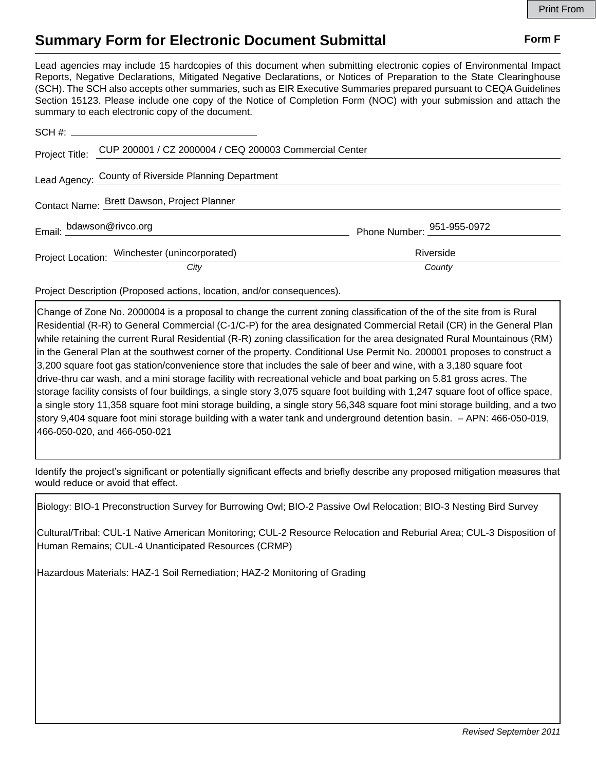Print From

# Summary Form for Electronic Document Submittal

**Form F**

Lead agencies may include 15 hardcopies of this document when submitting electronic copies of Environmental Impact Reports, Negative Declarations, Mitigated Negative Declarations, or Notices of Preparation to the State Clearinghouse (SCH). The SCH also accepts other summaries, such as EIR Executive Summaries prepared pursuant to CEQA Guidelines Section 15123. Please include one copy of the Notice of Completion Form (NOC) with your submission and attach the summary to each electronic copy of the document.

SCH #: 

Project Title: CUP 200001 / CZ 2000004 / CEQ 200003 Commercial Center

Lead Agency: County of Riverside Planning Department

Contact Name: Brett Dawson, Project Planner

Email: bdawson@rivco.org Phone Number: 951-955-0972

Project Location: Winchester (unincorporated) Riverside

*City* *County*

Project Description (Proposed actions, location, and/or consequences).

Change of Zone No. 2000004 is a proposal to change the current zoning classification of the of the site from is Rural Residential (R-R) to General Commercial (C-1/C-P) for the area designated Commercial Retail (CR) in the General Plan while retaining the current Rural Residential (R-R) zoning classification for the area designated Rural Mountainous (RM) in the General Plan at the southwest corner of the property. Conditional Use Permit No. 200001 proposes to construct a 3,200 square foot gas station/convenience store that includes the sale of beer and wine, with a 3,180 square foot drive-thru car wash, and a mini storage facility with recreational vehicle and boat parking on 5.81 gross acres. The storage facility consists of four buildings, a single story 3,075 square foot building with 1,247 square foot of office space, a single story 11,358 square foot mini storage building, a single story 56,348 square foot mini storage building, and a two story 9,404 square foot mini storage building with a water tank and underground detention basin. – APN: 466-050-019, 466-050-020, and 466-050-021

Identify the project's significant or potentially significant effects and briefly describe any proposed mitigation measures that would reduce or avoid that effect.

Biology: BIO-1 Preconstruction Survey for Burrowing Owl; BIO-2 Passive Owl Relocation; BIO-3 Nesting Bird Survey

Cultural/Tribal: CUL-1 Native American Monitoring; CUL-2 Resource Relocation and Reburial Area; CUL-3 Disposition of Human Remains; CUL-4 Unanticipated Resources (CRMP)

Hazardous Materials: HAZ-1 Soil Remediation; HAZ-2 Monitoring of Grading

*Revised September 2011*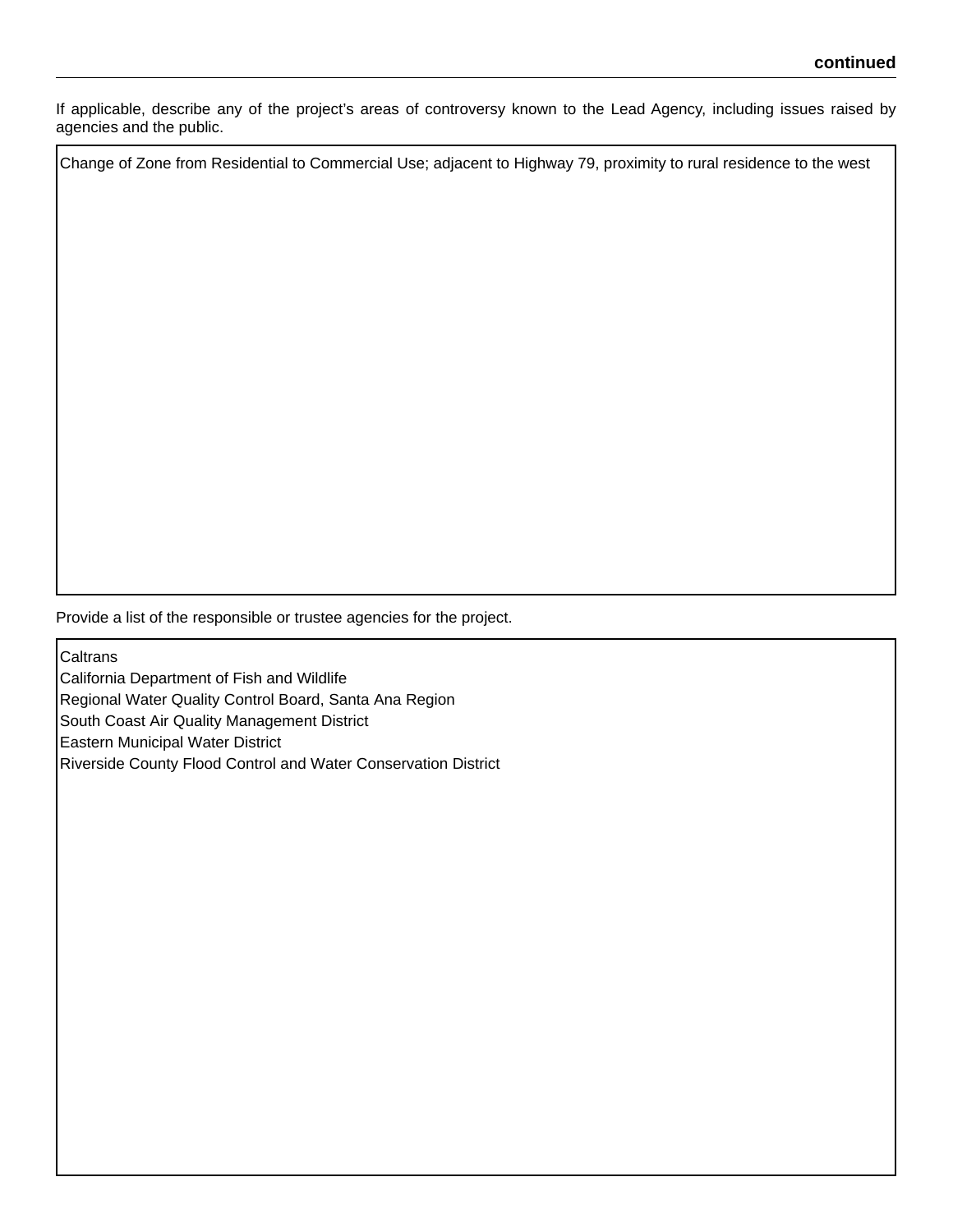**continued**

If applicable, describe any of the project's areas of controversy known to the Lead Agency, including issues raised by agencies and the public.

Change of Zone from Residential to Commercial Use; adjacent to Highway 79, proximity to rural residence to the west

Provide a list of the responsible or trustee agencies for the project.

Caltrans
California Department of Fish and Wildlife
Regional Water Quality Control Board, Santa Ana Region
South Coast Air Quality Management District
Eastern Municipal Water District
Riverside County Flood Control and Water Conservation District